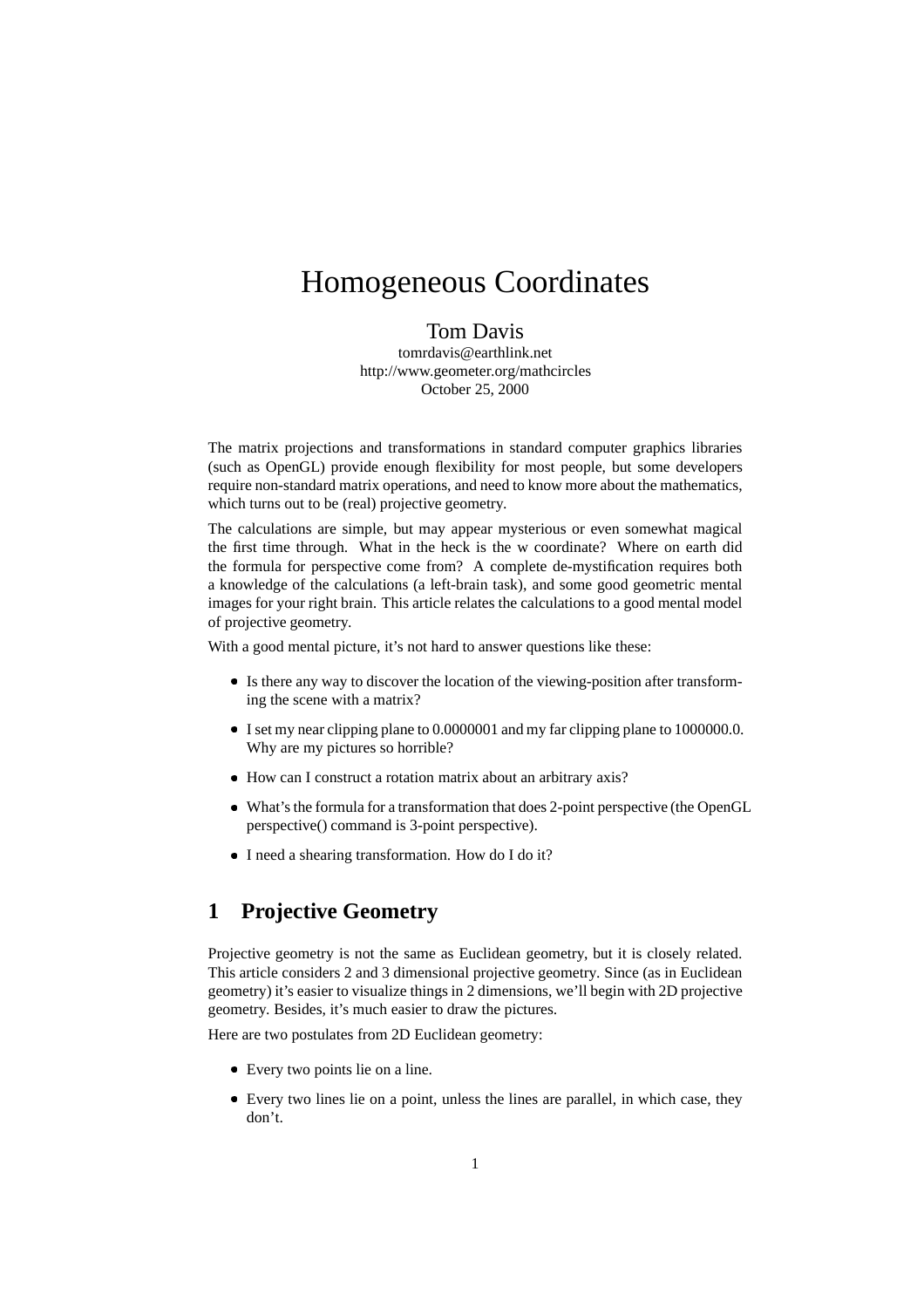# Homogeneous Coordinates

Tom Davis
tomrdavis@earthlink.net
http://www.geometer.org/mathcircles
October 25, 2000

The matrix projections and transformations in standard computer graphics libraries (such as OpenGL) provide enough flexibility for most people, but some developers require non-standard matrix operations, and need to know more about the mathematics, which turns out to be (real) projective geometry.

The calculations are simple, but may appear mysterious or even somewhat magical the first time through. What in the heck is the w coordinate? Where on earth did the formula for perspective come from? A complete de-mystification requires both a knowledge of the calculations (a left-brain task), and some good geometric mental images for your right brain. This article relates the calculations to a good mental model of projective geometry.

With a good mental picture, it's not hard to answer questions like these:

- Is there any way to discover the location of the viewing-position after transforming the scene with a matrix?
- I set my near clipping plane to 0.0000001 and my far clipping plane to 1000000.0. Why are my pictures so horrible?
- How can I construct a rotation matrix about an arbitrary axis?
- What's the formula for a transformation that does 2-point perspective (the OpenGL perspective() command is 3-point perspective).
- I need a shearing transformation. How do I do it?

## 1 Projective Geometry

Projective geometry is not the same as Euclidean geometry, but it is closely related. This article considers 2 and 3 dimensional projective geometry. Since (as in Euclidean geometry) it's easier to visualize things in 2 dimensions, we'll begin with 2D projective geometry. Besides, it's much easier to draw the pictures.

Here are two postulates from 2D Euclidean geometry:

- Every two points lie on a line.
- Every two lines lie on a point, unless the lines are parallel, in which case, they don't.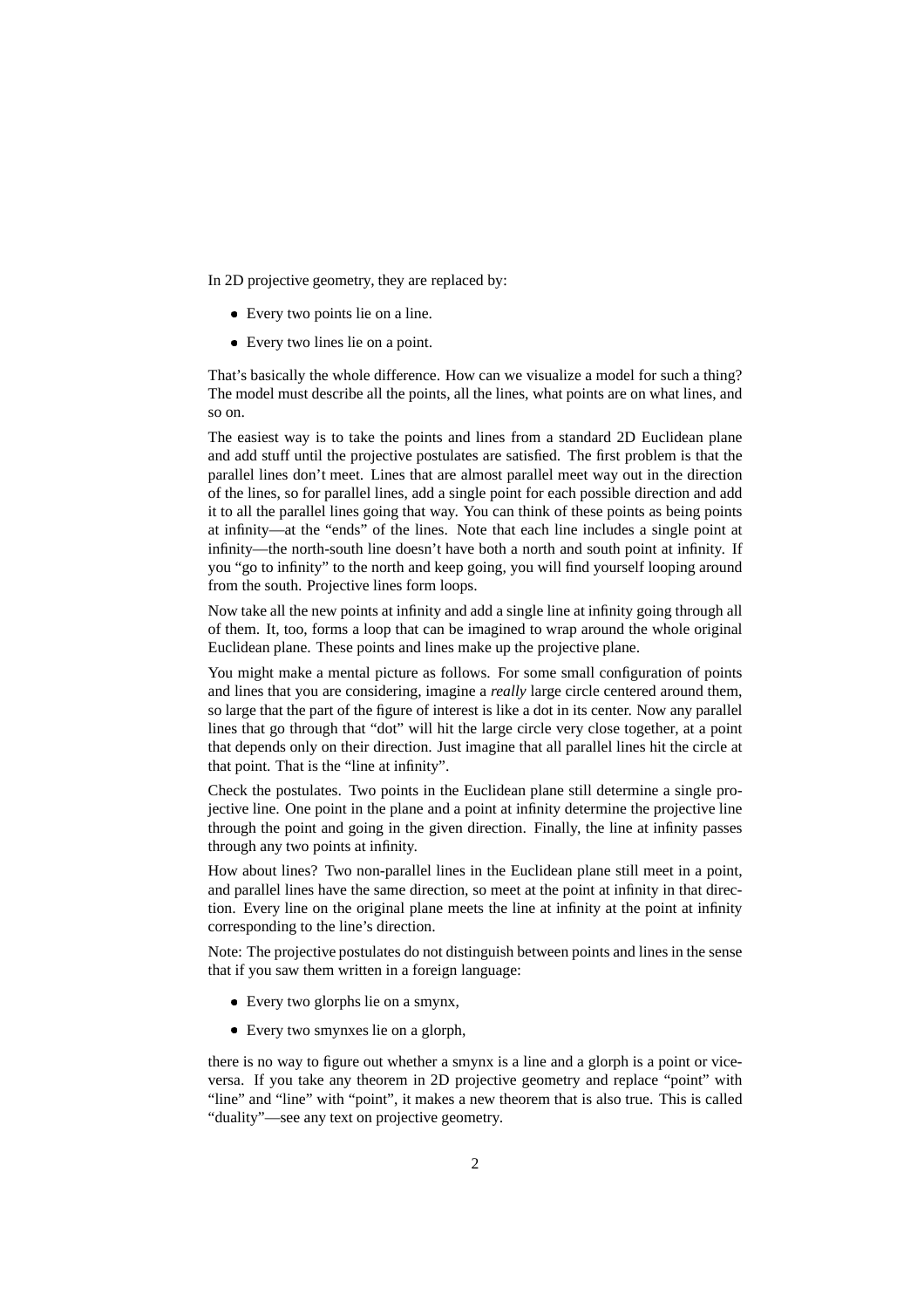In 2D projective geometry, they are replaced by:

- Every two points lie on a line.
- Every two lines lie on a point.

That's basically the whole difference. How can we visualize a model for such a thing? The model must describe all the points, all the lines, what points are on what lines, and so on.

The easiest way is to take the points and lines from a standard 2D Euclidean plane and add stuff until the projective postulates are satisfied. The first problem is that the parallel lines don't meet. Lines that are almost parallel meet way out in the direction of the lines, so for parallel lines, add a single point for each possible direction and add it to all the parallel lines going that way. You can think of these points as being points at infinity—at the "ends" of the lines. Note that each line includes a single point at infinity—the north-south line doesn't have both a north and south point at infinity. If you "go to infinity" to the north and keep going, you will find yourself looping around from the south. Projective lines form loops.

Now take all the new points at infinity and add a single line at infinity going through all of them. It, too, forms a loop that can be imagined to wrap around the whole original Euclidean plane. These points and lines make up the projective plane.

You might make a mental picture as follows. For some small configuration of points and lines that you are considering, imagine a *really* large circle centered around them, so large that the part of the figure of interest is like a dot in its center. Now any parallel lines that go through that "dot" will hit the large circle very close together, at a point that depends only on their direction. Just imagine that all parallel lines hit the circle at that point. That is the "line at infinity".

Check the postulates. Two points in the Euclidean plane still determine a single projective line. One point in the plane and a point at infinity determine the projective line through the point and going in the given direction. Finally, the line at infinity passes through any two points at infinity.

How about lines? Two non-parallel lines in the Euclidean plane still meet in a point, and parallel lines have the same direction, so meet at the point at infinity in that direction. Every line on the original plane meets the line at infinity at the point at infinity corresponding to the line's direction.

Note: The projective postulates do not distinguish between points and lines in the sense that if you saw them written in a foreign language:

- Every two glorphs lie on a smynx,
- Every two smynxes lie on a glorph,

there is no way to figure out whether a smynx is a line and a glorph is a point or vice-versa. If you take any theorem in 2D projective geometry and replace "point" with "line" and "line" with "point", it makes a new theorem that is also true. This is called "duality"—see any text on projective geometry.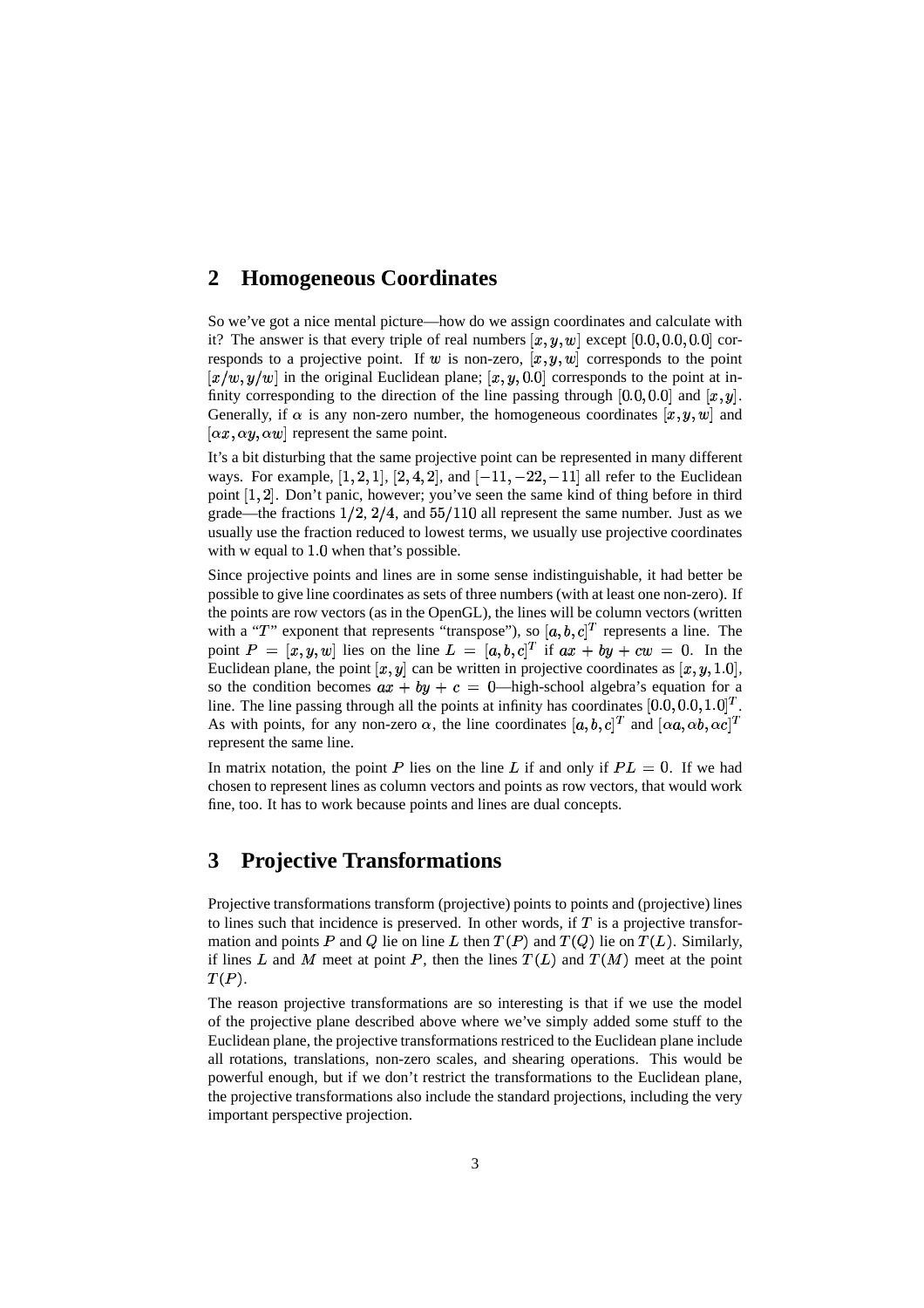## 2 Homogeneous Coordinates

So we've got a nice mental picture—how do we assign coordinates and calculate with it? The answer is that every triple of real numbers $[x, y, w]$ except $[0.0, 0.0, 0.0]$ corresponds to a projective point. If $w$ is non-zero, $[x, y, w]$ corresponds to the point $[x/w, y/w]$ in the original Euclidean plane; $[x, y, 0.0]$ corresponds to the point at infinity corresponding to the direction of the line passing through $[0.0, 0.0]$ and $[x, y]$. Generally, if $\alpha$ is any non-zero number, the homogeneous coordinates $[x, y, w]$ and $[\alpha x, \alpha y, \alpha w]$ represent the same point.

It's a bit disturbing that the same projective point can be represented in many different ways. For example, $[1, 2, 1]$, $[2, 4, 2]$, and $[-11, -22, -11]$ all refer to the Euclidean point $[1, 2]$. Don't panic, however; you've seen the same kind of thing before in third grade—the fractions $1/2$, $2/4$, and $55/110$ all represent the same number. Just as we usually use the fraction reduced to lowest terms, we usually use projective coordinates with w equal to $1.0$ when that's possible.

Since projective points and lines are in some sense indistinguishable, it had better be possible to give line coordinates as sets of three numbers (with at least one non-zero). If the points are row vectors (as in the OpenGL), the lines will be column vectors (written with a "$T$" exponent that represents "transpose"), so $[a, b, c]^T$ represents a line. The point $P = [x, y, w]$ lies on the line $L = [a, b, c]^T$ if $ax + by + cw = 0$. In the Euclidean plane, the point $[x, y]$ can be written in projective coordinates as $[x, y, 1.0]$, so the condition becomes $ax + by + c = 0$—high-school algebra's equation for a line. The line passing through all the points at infinity has coordinates $[0.0, 0.0, 1.0]^T$. As with points, for any non-zero $\alpha$, the line coordinates $[a, b, c]^T$ and $[\alpha a, \alpha b, \alpha c]^T$ represent the same line.

In matrix notation, the point $P$ lies on the line $L$ if and only if $PL = 0$. If we had chosen to represent lines as column vectors and points as row vectors, that would work fine, too. It has to work because points and lines are dual concepts.

## 3 Projective Transformations

Projective transformations transform (projective) points to points and (projective) lines to lines such that incidence is preserved. In other words, if $T$ is a projective transformation and points $P$ and $Q$ lie on line $L$ then $T(P)$ and $T(Q)$ lie on $T(L)$. Similarly, if lines $L$ and $M$ meet at point $P$, then the lines $T(L)$ and $T(M)$ meet at the point $T(P)$.

The reason projective transformations are so interesting is that if we use the model of the projective plane described above where we've simply added some stuff to the Euclidean plane, the projective transformations restriced to the Euclidean plane include all rotations, translations, non-zero scales, and shearing operations. This would be powerful enough, but if we don't restrict the transformations to the Euclidean plane, the projective transformations also include the standard projections, including the very important perspective projection.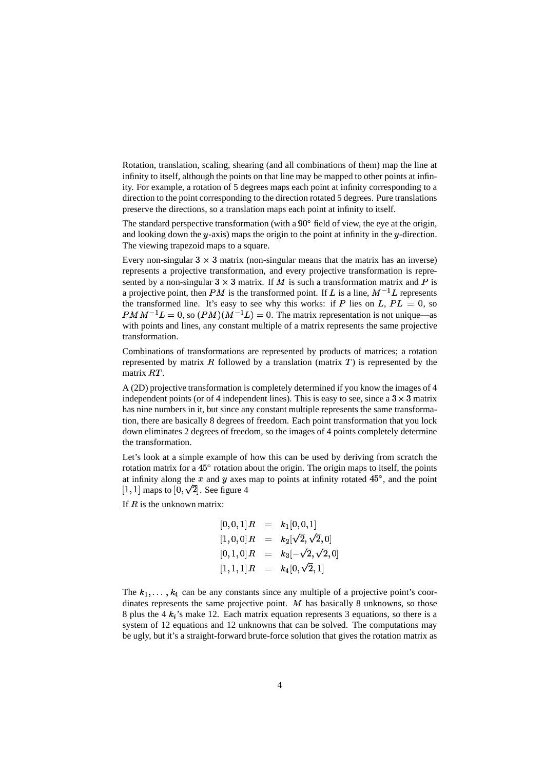Rotation, translation, scaling, shearing (and all combinations of them) map the line at infinity to itself, although the points on that line may be mapped to other points at infinity. For example, a rotation of 5 degrees maps each point at infinity corresponding to a direction to the point corresponding to the direction rotated 5 degrees. Pure translations preserve the directions, so a translation maps each point at infinity to itself.

The standard perspective transformation (with a $90°$ field of view, the eye at the origin, and looking down the $y$-axis) maps the origin to the point at infinity in the $y$-direction. The viewing trapezoid maps to a square.

Every non-singular $3 \times 3$ matrix (non-singular means that the matrix has an inverse) represents a projective transformation, and every projective transformation is represented by a non-singular $3 \times 3$ matrix. If $M$ is such a transformation matrix and $P$ is a projective point, then $PM$ is the transformed point. If $L$ is a line, $M^{-1}L$ represents the transformed line. It's easy to see why this works: if $P$ lies on $L$, $PL = 0$, so $PMM^{-1}L = 0$, so $(PM)(M^{-1}L) = 0$. The matrix representation is not unique—as with points and lines, any constant multiple of a matrix represents the same projective transformation.

Combinations of transformations are represented by products of matrices; a rotation represented by matrix $R$ followed by a translation (matrix $T$) is represented by the matrix $RT$.

A (2D) projective transformation is completely determined if you know the images of 4 independent points (or of 4 independent lines). This is easy to see, since a $3 \times 3$ matrix has nine numbers in it, but since any constant multiple represents the same transformation, there are basically 8 degrees of freedom. Each point transformation that you lock down eliminates 2 degrees of freedom, so the images of 4 points completely determine the transformation.

Let's look at a simple example of how this can be used by deriving from scratch the rotation matrix for a $45°$ rotation about the origin. The origin maps to itself, the points at infinity along the $x$ and $y$ axes map to points at infinity rotated $45°$, and the point $[1, 1]$ maps to $[0, \sqrt{2}]$. See figure 4

If $R$ is the unknown matrix:

$$
\begin{aligned}
[0,0,1]\,R &= k_1[0,0,1] \\
[1,0,0]\,R &= k_2[\sqrt{2},\sqrt{2},0] \\
[0,1,0]\,R &= k_3[-\sqrt{2},\sqrt{2},0] \\
[1,1,1]\,R &= k_4[0,\sqrt{2},1]
\end{aligned}
$$

The $k_1, \ldots, k_4$ can be any constants since any multiple of a projective point's coordinates represents the same projective point. $M$ has basically 8 unknowns, so those 8 plus the 4 $k_i$'s make 12. Each matrix equation represents 3 equations, so there is a system of 12 equations and 12 unknowns that can be solved. The computations may be ugly, but it's a straight-forward brute-force solution that gives the rotation matrix as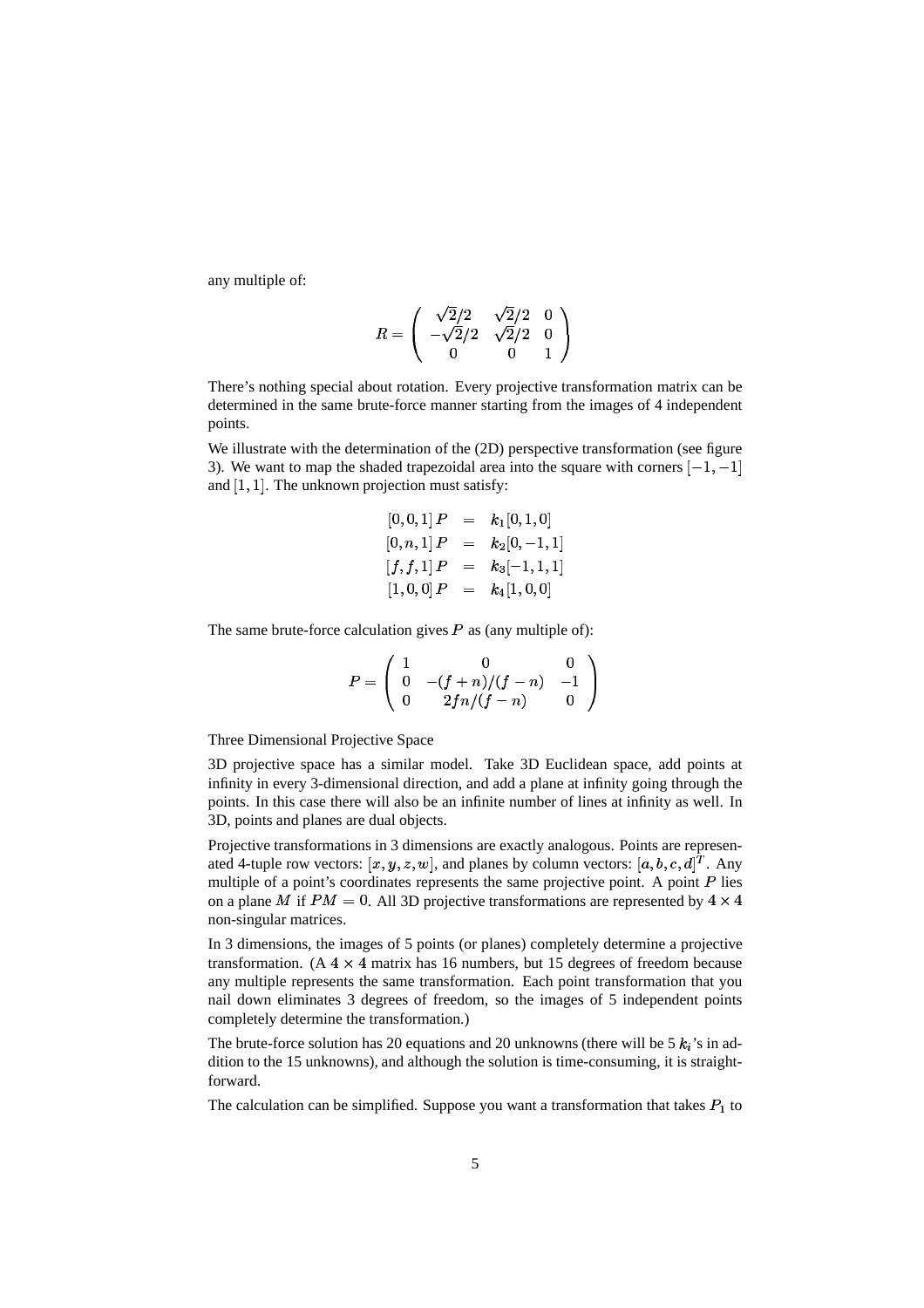any multiple of:

$$R = \begin{pmatrix} \sqrt{2}/2 & \sqrt{2}/2 & 0 \\ -\sqrt{2}/2 & \sqrt{2}/2 & 0 \\ 0 & 0 & 1 \end{pmatrix}$$

There's nothing special about rotation. Every projective transformation matrix can be determined in the same brute-force manner starting from the images of 4 independent points.

We illustrate with the determination of the (2D) perspective transformation (see figure 3). We want to map the shaded trapezoidal area into the square with corners $[-1,-1]$ and $[1,1]$. The unknown projection must satisfy:

$$\begin{aligned} [0,0,1]\,P &= k_1[0,1,0] \\ [0,n,1]\,P &= k_2[0,-1,1] \\ [f,f,1]\,P &= k_3[-1,1,1] \\ [1,0,0]\,P &= k_4[1,0,0] \end{aligned}$$

The same brute-force calculation gives $P$ as (any multiple of):

$$P = \begin{pmatrix} 1 & 0 & 0 \\ 0 & -(f+n)/(f-n) & -1 \\ 0 & 2fn/(f-n) & 0 \end{pmatrix}$$

Three Dimensional Projective Space

3D projective space has a similar model. Take 3D Euclidean space, add points at infinity in every 3-dimensional direction, and add a plane at infinity going through the points. In this case there will also be an infinite number of lines at infinity as well. In 3D, points and planes are dual objects.

Projective transformations in 3 dimensions are exactly analogous. Points are represenated 4-tuple row vectors: $[x,y,z,w]$, and planes by column vectors: $[a,b,c,d]^T$. Any multiple of a point's coordinates represents the same projective point. A point $P$ lies on a plane $M$ if $PM = 0$. All 3D projective transformations are represented by $4\times 4$ non-singular matrices.

In 3 dimensions, the images of 5 points (or planes) completely determine a projective transformation. (A $4\times 4$ matrix has 16 numbers, but 15 degrees of freedom because any multiple represents the same transformation. Each point transformation that you nail down eliminates 3 degrees of freedom, so the images of 5 independent points completely determine the transformation.)

The brute-force solution has 20 equations and 20 unknowns (there will be 5 $k_i$'s in addition to the 15 unknowns), and although the solution is time-consuming, it is straightforward.

The calculation can be simplified. Suppose you want a transformation that takes $P_1$ to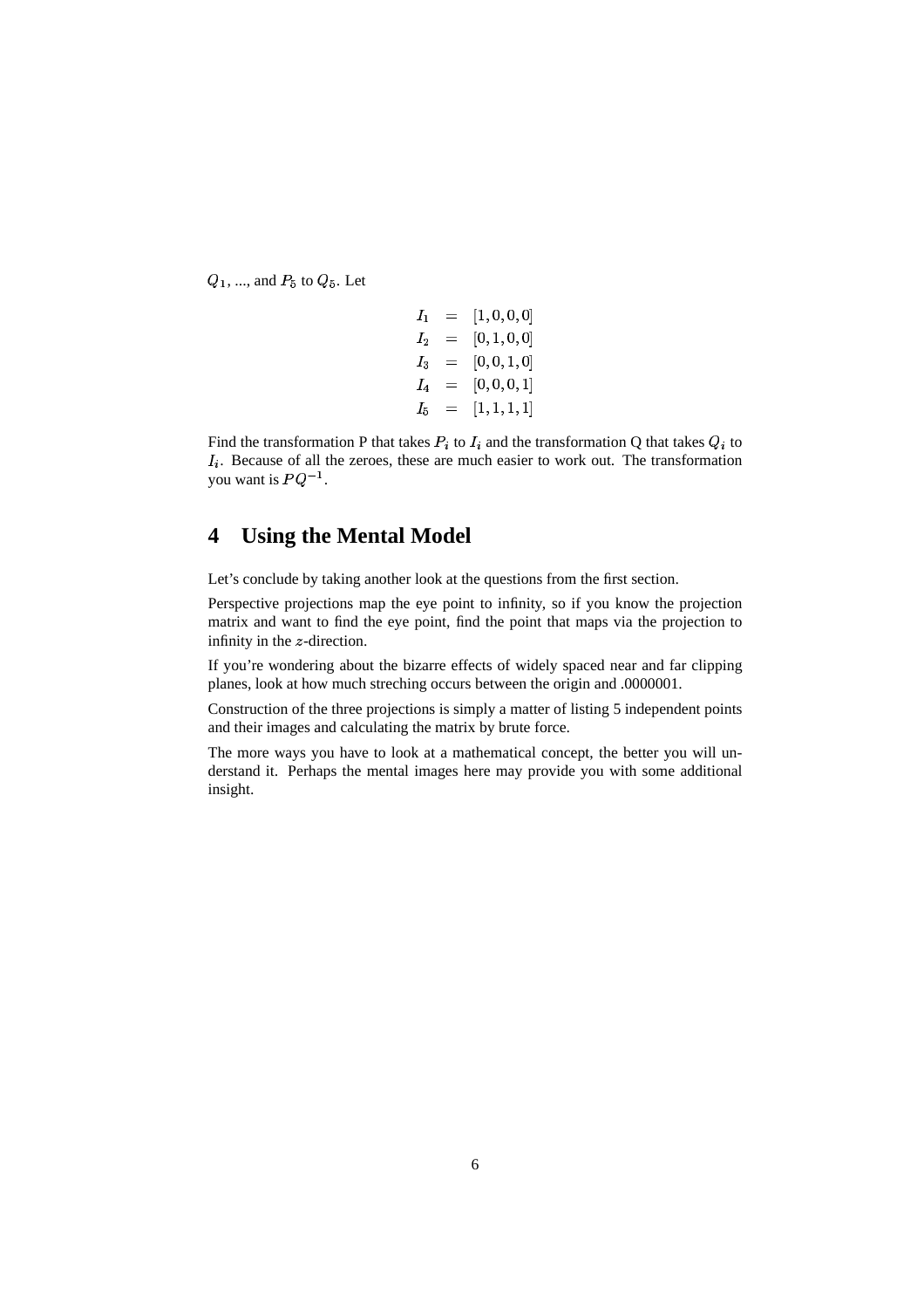$Q_1$, ..., and $P_5$ to $Q_5$. Let

$$\begin{aligned} I_1 &= [1, 0, 0, 0] \\ I_2 &= [0, 1, 0, 0] \\ I_3 &= [0, 0, 1, 0] \\ I_4 &= [0, 0, 0, 1] \\ I_5 &= [1, 1, 1, 1] \end{aligned}$$

Find the transformation P that takes $P_i$ to $I_i$ and the transformation Q that takes $Q_i$ to $I_i$. Because of all the zeroes, these are much easier to work out. The transformation you want is $PQ^{-1}$.

## 4 Using the Mental Model

Let's conclude by taking another look at the questions from the first section.

Perspective projections map the eye point to infinity, so if you know the projection matrix and want to find the eye point, find the point that maps via the projection to infinity in the $z$-direction.

If you're wondering about the bizarre effects of widely spaced near and far clipping planes, look at how much streching occurs between the origin and .0000001.

Construction of the three projections is simply a matter of listing 5 independent points and their images and calculating the matrix by brute force.

The more ways you have to look at a mathematical concept, the better you will understand it. Perhaps the mental images here may provide you with some additional insight.